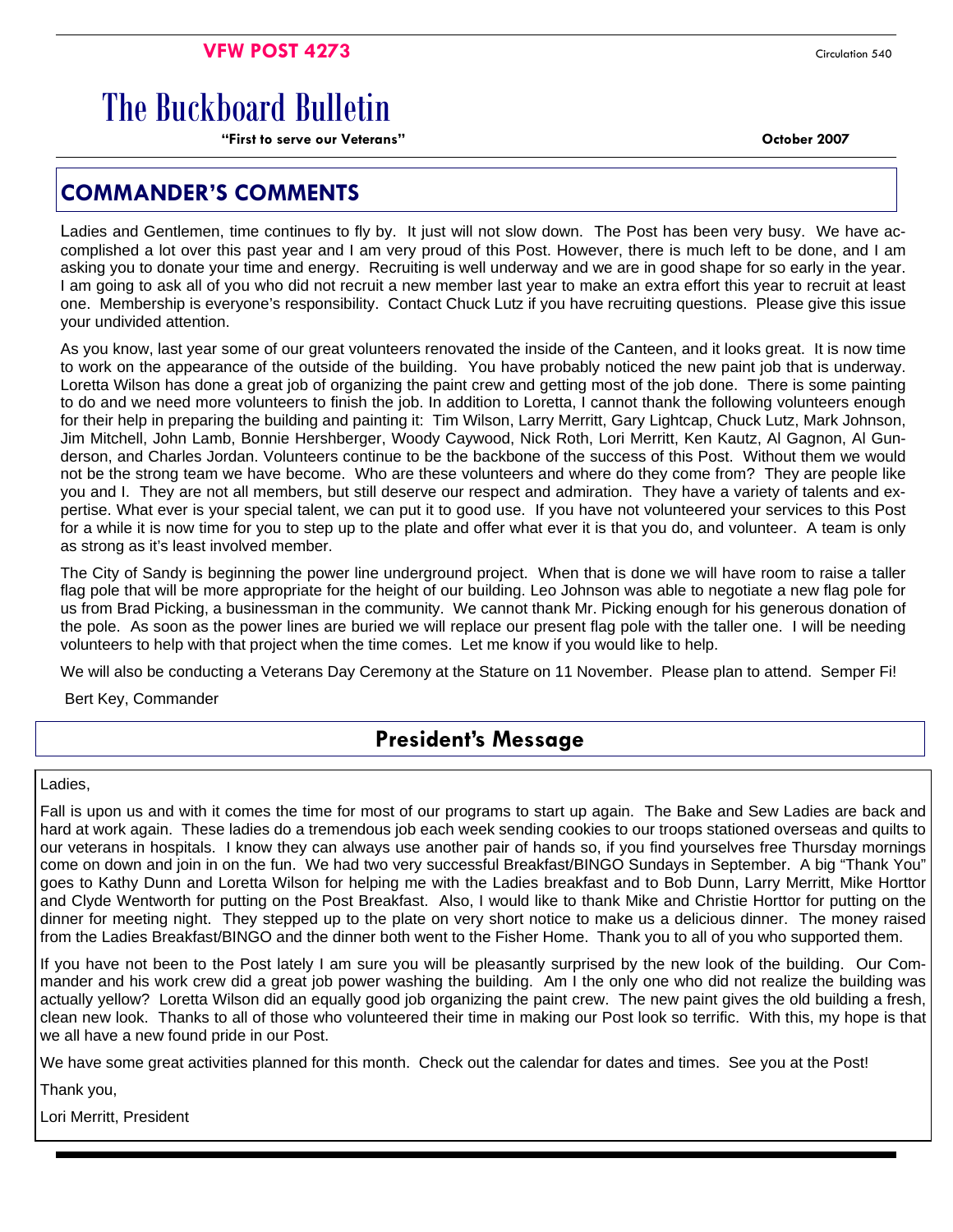**VFW POST 4273**

Circulation 540

# The Buckboard Bulletin

**"First to serve our Veterans"**

**October 2007**

## COMMANDER'S COMMENTS

Ladies and Gentlemen, time continues to fly by. It just will not slow down. The Post has been very busy. We have accomplished a lot over this past year and I am very proud of this Post. However, there is much left to be done, and I am asking you to donate your time and energy. Recruiting is well underway and we are in good shape for so early in the year. I am going to ask all of you who did not recruit a new member last year to make an extra effort this year to recruit at least one. Membership is everyone's responsibility. Contact Chuck Lutz if you have recruiting questions. Please give this issue your undivided attention.

As you know, last year some of our great volunteers renovated the inside of the Canteen, and it looks great. It is now time to work on the appearance of the outside of the building. You have probably noticed the new paint job that is underway. Loretta Wilson has done a great job of organizing the paint crew and getting most of the job done. There is some painting to do and we need more volunteers to finish the job. In addition to Loretta, I cannot thank the following volunteers enough for their help in preparing the building and painting it: Tim Wilson, Larry Merritt, Gary Lightcap, Chuck Lutz, Mark Johnson, Jim Mitchell, John Lamb, Bonnie Hershberger, Woody Caywood, Nick Roth, Lori Merritt, Ken Kautz, Al Gagnon, Al Gunderson, and Charles Jordan. Volunteers continue to be the backbone of the success of this Post. Without them we would not be the strong team we have become. Who are these volunteers and where do they come from? They are people like you and I. They are not all members, but still deserve our respect and admiration. They have a variety of talents and expertise. What ever is your special talent, we can put it to good use. If you have not volunteered your services to this Post for a while it is now time for you to step up to the plate and offer what ever it is that you do, and volunteer. A team is only as strong as it's least involved member.

The City of Sandy is beginning the power line underground project. When that is done we will have room to raise a taller flag pole that will be more appropriate for the height of our building. Leo Johnson was able to negotiate a new flag pole for us from Brad Picking, a businessman in the community. We cannot thank Mr. Picking enough for his generous donation of the pole. As soon as the power lines are buried we will replace our present flag pole with the taller one. I will be needing volunteers to help with that project when the time comes. Let me know if you would like to help.

We will also be conducting a Veterans Day Ceremony at the Stature on 11 November. Please plan to attend. Semper Fi!

Bert Key, Commander

## President's Message

Ladies,

Fall is upon us and with it comes the time for most of our programs to start up again. The Bake and Sew Ladies are back and hard at work again. These ladies do a tremendous job each week sending cookies to our troops stationed overseas and quilts to our veterans in hospitals. I know they can always use another pair of hands so, if you find yourselves free Thursday mornings come on down and join in on the fun. We had two very successful Breakfast/BINGO Sundays in September. A big "Thank You" goes to Kathy Dunn and Loretta Wilson for helping me with the Ladies breakfast and to Bob Dunn, Larry Merritt, Mike Horttor and Clyde Wentworth for putting on the Post Breakfast. Also, I would like to thank Mike and Christie Horttor for putting on the dinner for meeting night. They stepped up to the plate on very short notice to make us a delicious dinner. The money raised from the Ladies Breakfast/BINGO and the dinner both went to the Fisher Home. Thank you to all of you who supported them.

If you have not been to the Post lately I am sure you will be pleasantly surprised by the new look of the building. Our Commander and his work crew did a great job power washing the building. Am I the only one who did not realize the building was actually yellow? Loretta Wilson did an equally good job organizing the paint crew. The new paint gives the old building a fresh, clean new look. Thanks to all of those who volunteered their time in making our Post look so terrific. With this, my hope is that we all have a new found pride in our Post.

We have some great activities planned for this month. Check out the calendar for dates and times. See you at the Post!

Thank you,

Lori Merritt, President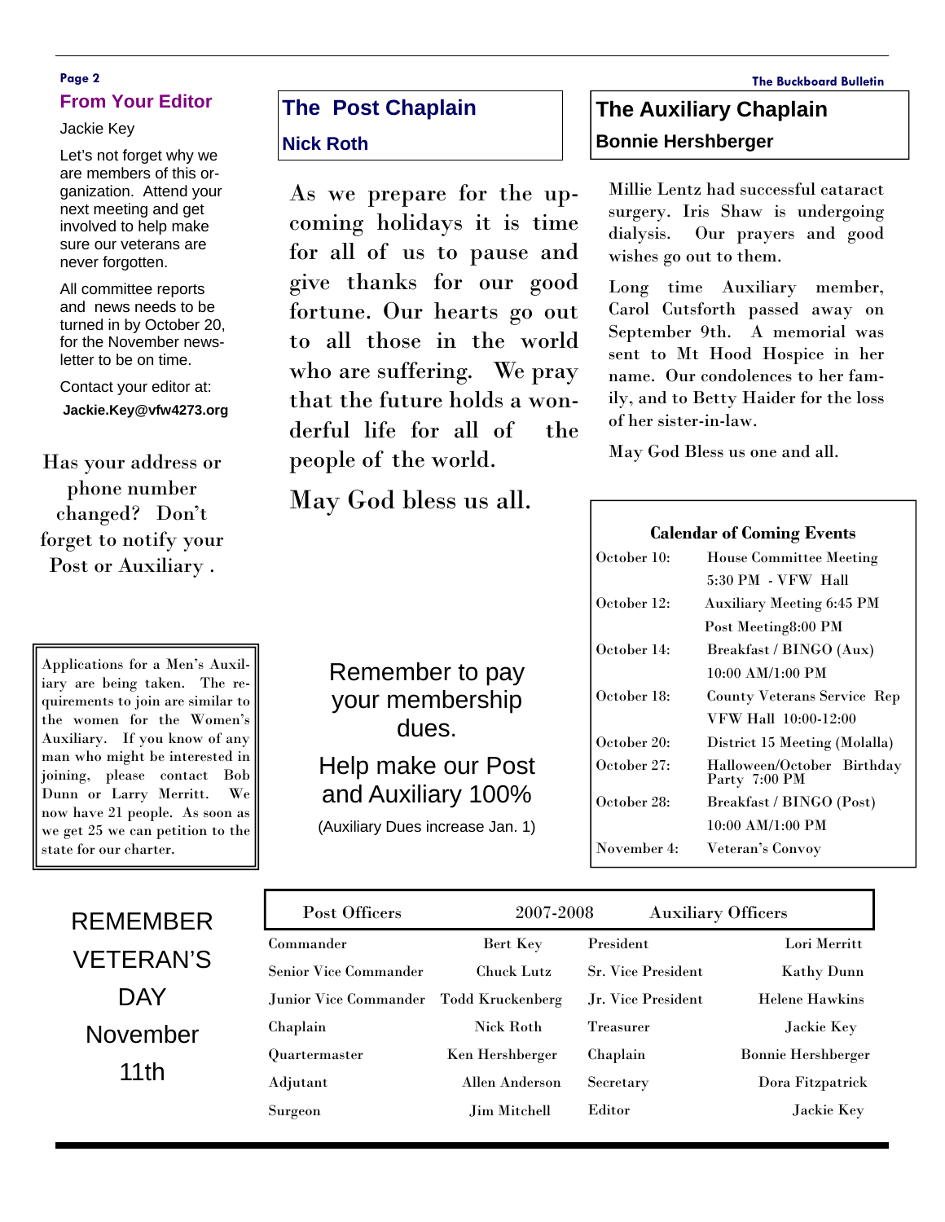## From Your Editor

Jackie Key

Let's not forget why we are members of this organization. Attend your next meeting and get involved to help make sure our veterans are never forgotten.

All committee reports and news needs to be turned in by October 20, for the November newsletter to be on time.

Contact your editor at:

**Jackie.Key@vfw4273.org**

Has your address or phone number changed? Don't forget to notify your Post or Auxiliary .

Applications for a Men's Auxiliary are being taken. The requirements to join are similar to the women for the Women's Auxiliary. If you know of any man who might be interested in joining, please contact Bob Dunn or Larry Merritt. We now have 21 people. As soon as we get 25 we can petition to the state for our charter.

REMEMBER VETERAN'S DAY November 11th

## The Post Chaplain

### Nick Roth

As we prepare for the upcoming holidays it is time for all of us to pause and give thanks for our good fortune. Our hearts go out to all those in the world who are suffering. We pray that the future holds a wonderful life for all of the people of the world.

May God bless us all.

Remember to pay your membership dues.

Help make our Post and Auxiliary 100%

(Auxiliary Dues increase Jan. 1)

## The Auxiliary Chaplain

### Bonnie Hershberger

Millie Lentz had successful cataract surgery. Iris Shaw is undergoing dialysis. Our prayers and good wishes go out to them.

Long time Auxiliary member, Carol Cutsforth passed away on September 9th. A memorial was sent to Mt Hood Hospice in her name. Our condolences to her family, and to Betty Haider for the loss of her sister-in-law.

May God Bless us one and all.

### Calendar of Coming Events

| Date | Event |
|---|---|
| October 10: | House Committee Meeting 5:30 PM - VFW Hall |
| October 12: | Auxiliary Meeting 6:45 PM<br>Post Meeting8:00 PM |
| October 14: | Breakfast / BINGO (Aux) 10:00 AM/1:00 PM |
| October 18: | County Veterans Service Rep VFW Hall 10:00-12:00 |
| October 20: | District 15 Meeting (Molalla) |
| October 27: | Halloween/October Birthday Party 7:00 PM |
| October 28: | Breakfast / BINGO (Post) 10:00 AM/1:00 PM |
| November 4: | Veteran's Convoy |

| Post Officers | 2007-2008 | Auxiliary Officers | |
|---|---|---|---|
| Commander | Bert Key | President | Lori Merritt |
| Senior Vice Commander | Chuck Lutz | Sr. Vice President | Kathy Dunn |
| Junior Vice Commander | Todd Kruckenberg | Jr. Vice President | Helene Hawkins |
| Chaplain | Nick Roth | Treasurer | Jackie Key |
| Quartermaster | Ken Hershberger | Chaplain | Bonnie Hershberger |
| Adjutant | Allen Anderson | Secretary | Dora Fitzpatrick |
| Surgeon | Jim Mitchell | Editor | Jackie Key |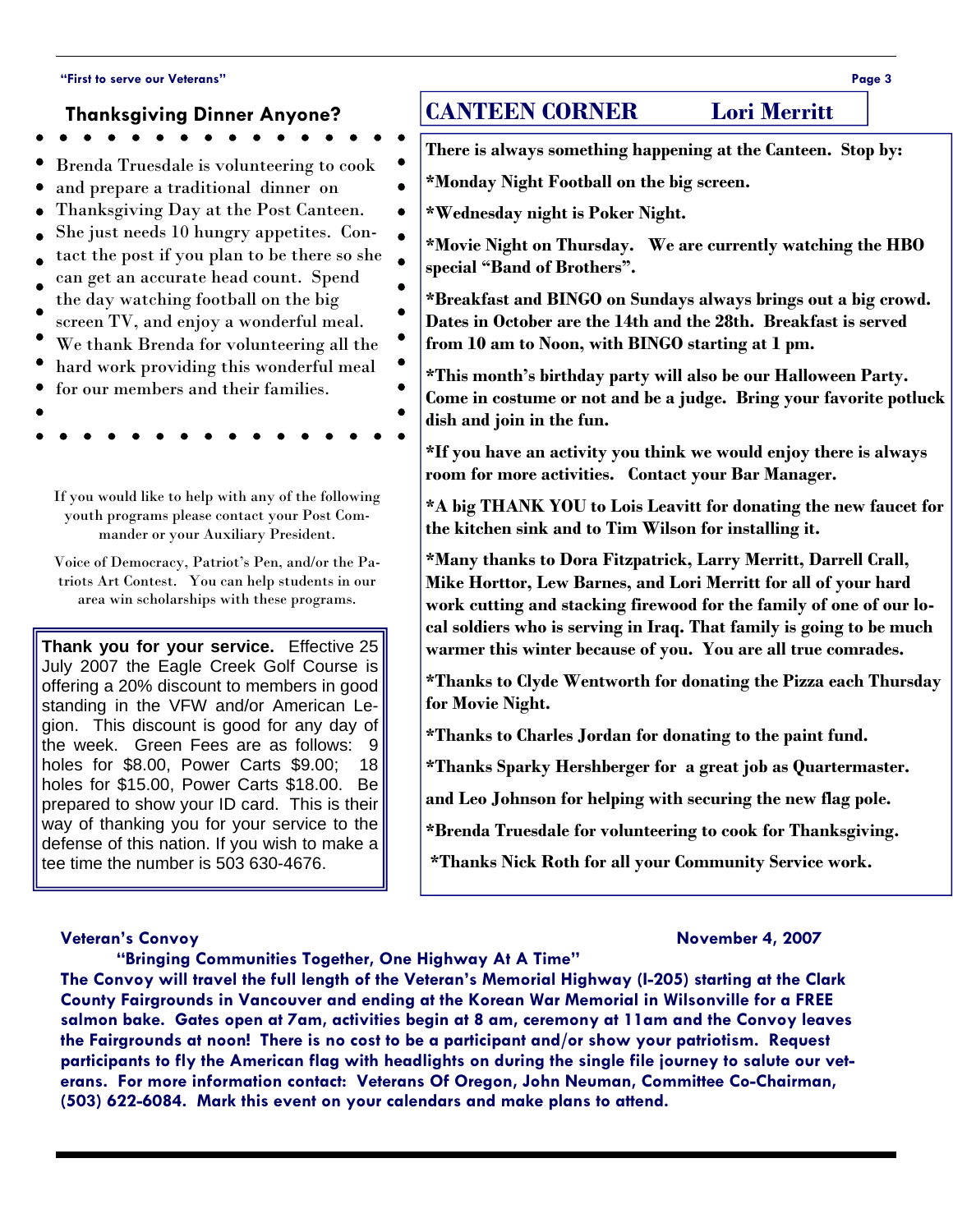## Thanksgiving Dinner Anyone?

Brenda Truesdale is volunteering to cook and prepare a traditional dinner on Thanksgiving Day at the Post Canteen. She just needs 10 hungry appetites. Contact the post if you plan to be there so she can get an accurate head count. Spend the day watching football on the big screen TV, and enjoy a wonderful meal. We thank Brenda for volunteering all the hard work providing this wonderful meal for our members and their families.

If you would like to help with any of the following youth programs please contact your Post Commander or your Auxiliary President.

Voice of Democracy, Patriot's Pen, and/or the Patriots Art Contest. You can help students in our area win scholarships with these programs.

**Thank you for your service.** Effective 25 July 2007 the Eagle Creek Golf Course is offering a 20% discount to members in good standing in the VFW and/or American Legion. This discount is good for any day of the week. Green Fees are as follows: 9 holes for $8.00, Power Carts $9.00; 18 holes for $15.00, Power Carts $18.00. Be prepared to show your ID card. This is their way of thanking you for your service to the defense of this nation. If you wish to make a tee time the number is 503 630-4676.

## CANTEEN CORNER — Lori Merritt

**There is always something happening at the Canteen. Stop by:**

**\*Monday Night Football on the big screen.**

**\*Wednesday night is Poker Night.**

**\*Movie Night on Thursday. We are currently watching the HBO special "Band of Brothers".**

**\*Breakfast and BINGO on Sundays always brings out a big crowd. Dates in October are the 14th and the 28th. Breakfast is served from 10 am to Noon, with BINGO starting at 1 pm.**

**\*This month's birthday party will also be our Halloween Party. Come in costume or not and be a judge. Bring your favorite potluck dish and join in the fun.**

**\*If you have an activity you think we would enjoy there is always room for more activities. Contact your Bar Manager.**

**\*A big THANK YOU to Lois Leavitt for donating the new faucet for the kitchen sink and to Tim Wilson for installing it.**

**\*Many thanks to Dora Fitzpatrick, Larry Merritt, Darrell Crall, Mike Horttor, Lew Barnes, and Lori Merritt for all of your hard work cutting and stacking firewood for the family of one of our local soldiers who is serving in Iraq. That family is going to be much warmer this winter because of you. You are all true comrades.**

**\*Thanks to Clyde Wentworth for donating the Pizza each Thursday for Movie Night.**

**\*Thanks to Charles Jordan for donating to the paint fund.**

**\*Thanks Sparky Hershberger for a great job as Quartermaster.**

**and Leo Johnson for helping with securing the new flag pole.**

**\*Brenda Truesdale for volunteering to cook for Thanksgiving.**

**\*Thanks Nick Roth for all your Community Service work.**

**Veteran's Convoy — November 4, 2007**

**"Bringing Communities Together, One Highway At A Time"**

**The Convoy will travel the full length of the Veteran's Memorial Highway (I-205) starting at the Clark County Fairgrounds in Vancouver and ending at the Korean War Memorial in Wilsonville for a FREE salmon bake. Gates open at 7am, activities begin at 8 am, ceremony at 11am and the Convoy leaves the Fairgrounds at noon! There is no cost to be a participant and/or show your patriotism. Request participants to fly the American flag with headlights on during the single file journey to salute our veterans. For more information contact: Veterans Of Oregon, John Neuman, Committee Co-Chairman, (503) 622-6084. Mark this event on your calendars and make plans to attend.**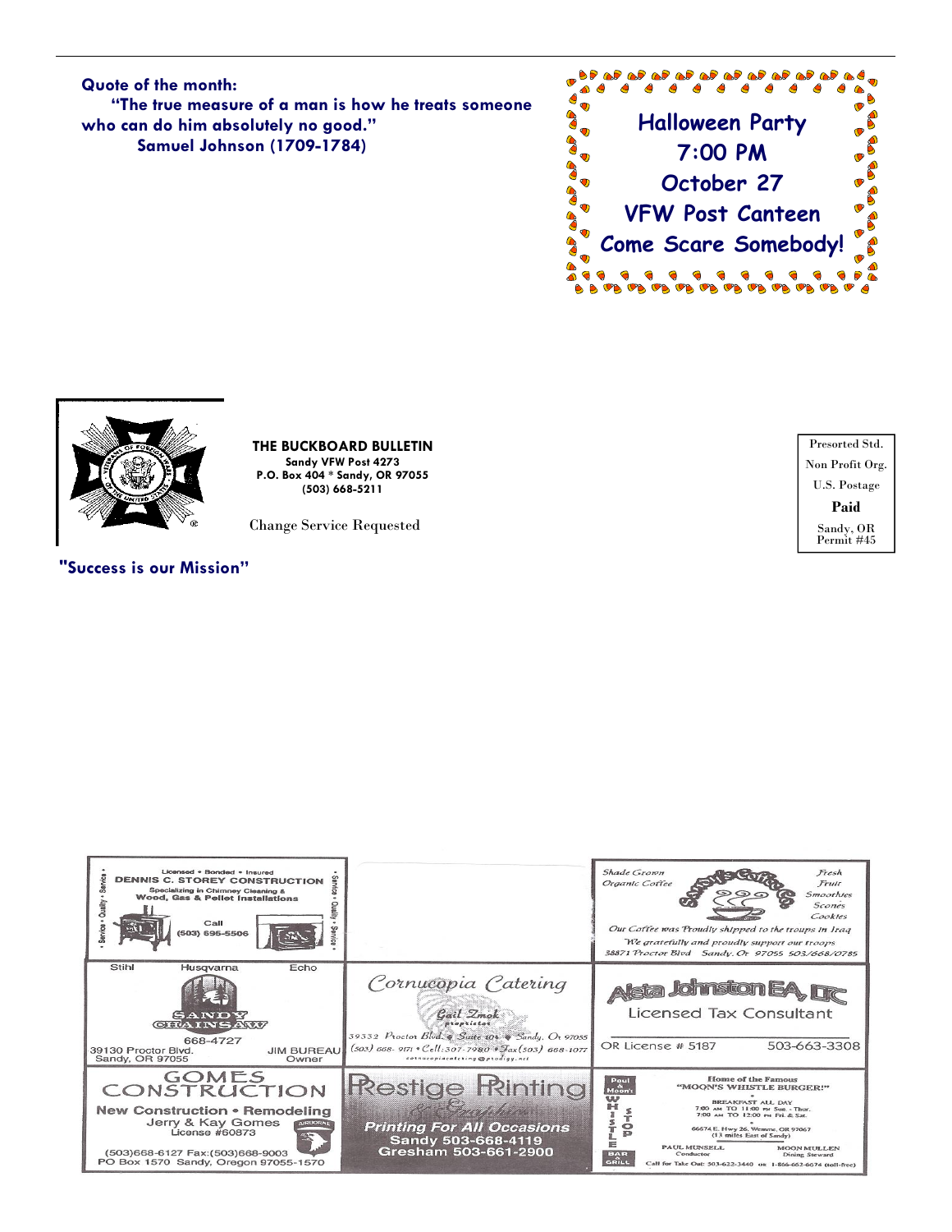**Quote of the month:**

**"The true measure of a man is how he treats someone who can do him absolutely no good."**
**Samuel Johnson (1709-1784)**

**Halloween Party**
**7:00 PM**
**October 27**
**VFW Post Canteen**
**Come Scare Somebody!**

**THE BUCKBOARD BULLETIN**
**Sandy VFW Post 4273**
**P.O. Box 404 * Sandy, OR 97055**
**(503) 668-5211**

Change Service Requested

Presorted Std.
Non Profit Org.
U.S. Postage
**Paid**
Sandy, OR
Permit #45

**"Success is our Mission"**

| | | |
|---|---|---|
| Licensed • Bonded • Insured **DENNIS C. STOREY CONSTRUCTION** Specializing in Chimney Cleaning & Wood, Gas & Pellet Installations Call (503) 695-5506 • Service • Quality • Service • | | Shade Grown Organic Coffee — Sandy's Coffee Co. — Fresh Fruit Smoothies Scones Cookies Our Coffee was Proudly shipped to the troops in Iraq We gratefully and proudly support our troops 38871 Proctor Blvd Sandy, Or 97055 503/668/0785 |
| Stihl Husqvarna Echo SANDY CHAINSAW 668-4727 39130 Proctor Blvd. Sandy, OR 97055 JIM BUREAU Owner | Cornucopia Catering Gail Zmok proprietor 39332 Proctor Blvd. • Suite 104 • Sandy, Or 97055 (503) 668-9171 • Cell: 307-7980 • Fax (503) 668-1077 cornucopiacatering@prodigy.net | Aleta Johnston EA, LLC Licensed Tax Consultant OR License # 5187 503-663-3308 |
| GOMES CONSTRUCTION New Construction • Remodeling Jerry & Kay Gomes License #60873 (503)668-6127 Fax:(503)668-9003 PO Box 1570 Sandy, Oregon 97055-1570 | Prestige Printing & Graphics Printing For All Occasions Sandy 503-668-4119 Gresham 503-661-2900 | Paul & Moon's WHISTLE STOP BAR & GRILL Home of the Famous "MOON'S WHISTLE BURGER!" BREAKFAST ALL DAY 7:00 AM TO 11:00 PM Sun. - Thur. 7:00 AM TO 12:00 PM Fri. & Sat. 66674 E. Hwy 26, Wemme, OR 97067 (13 miles East of Sandy) PAUL MUNSELL Conductor MOON MULLEN Dining Steward Call for Take Out: 503-622-3440 or 1-866-662-6674 (toll-free) |